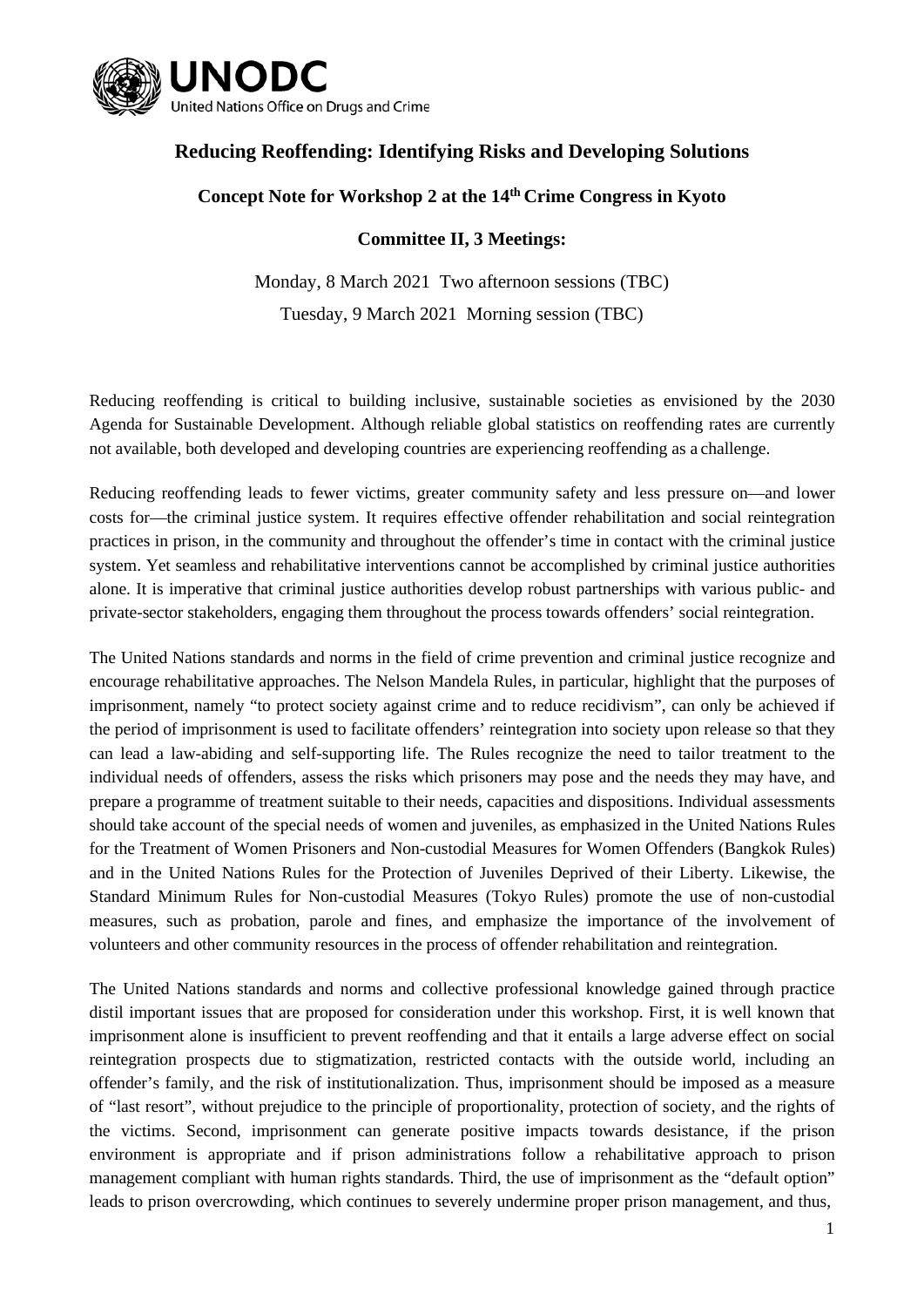# Reducing Reoffending: Identifying Risks and Developing Solutions

## Concept Note for Workshop 2 at the 14th Crime Congress in Kyoto

### Committee II, 3 Meetings:

Monday, 8 March 2021 Two afternoon sessions (TBC)

Tuesday, 9 March 2021 Morning session (TBC)

Reducing reoffending is critical to building inclusive, sustainable societies as envisioned by the 2030 Agenda for Sustainable Development. Although reliable global statistics on reoffending rates are currently not available, both developed and developing countries are experiencing reoffending as a challenge.

Reducing reoffending leads to fewer victims, greater community safety and less pressure on—and lower costs for—the criminal justice system. It requires effective offender rehabilitation and social reintegration practices in prison, in the community and throughout the offender's time in contact with the criminal justice system. Yet seamless and rehabilitative interventions cannot be accomplished by criminal justice authorities alone. It is imperative that criminal justice authorities develop robust partnerships with various public- and private-sector stakeholders, engaging them throughout the process towards offenders' social reintegration.

The United Nations standards and norms in the field of crime prevention and criminal justice recognize and encourage rehabilitative approaches. The Nelson Mandela Rules, in particular, highlight that the purposes of imprisonment, namely "to protect society against crime and to reduce recidivism", can only be achieved if the period of imprisonment is used to facilitate offenders' reintegration into society upon release so that they can lead a law-abiding and self-supporting life. The Rules recognize the need to tailor treatment to the individual needs of offenders, assess the risks which prisoners may pose and the needs they may have, and prepare a programme of treatment suitable to their needs, capacities and dispositions. Individual assessments should take account of the special needs of women and juveniles, as emphasized in the United Nations Rules for the Treatment of Women Prisoners and Non-custodial Measures for Women Offenders (Bangkok Rules) and in the United Nations Rules for the Protection of Juveniles Deprived of their Liberty. Likewise, the Standard Minimum Rules for Non-custodial Measures (Tokyo Rules) promote the use of non-custodial measures, such as probation, parole and fines, and emphasize the importance of the involvement of volunteers and other community resources in the process of offender rehabilitation and reintegration.

The United Nations standards and norms and collective professional knowledge gained through practice distil important issues that are proposed for consideration under this workshop. First, it is well known that imprisonment alone is insufficient to prevent reoffending and that it entails a large adverse effect on social reintegration prospects due to stigmatization, restricted contacts with the outside world, including an offender's family, and the risk of institutionalization. Thus, imprisonment should be imposed as a measure of "last resort", without prejudice to the principle of proportionality, protection of society, and the rights of the victims. Second, imprisonment can generate positive impacts towards desistance, if the prison environment is appropriate and if prison administrations follow a rehabilitative approach to prison management compliant with human rights standards. Third, the use of imprisonment as the "default option" leads to prison overcrowding, which continues to severely undermine proper prison management, and thus,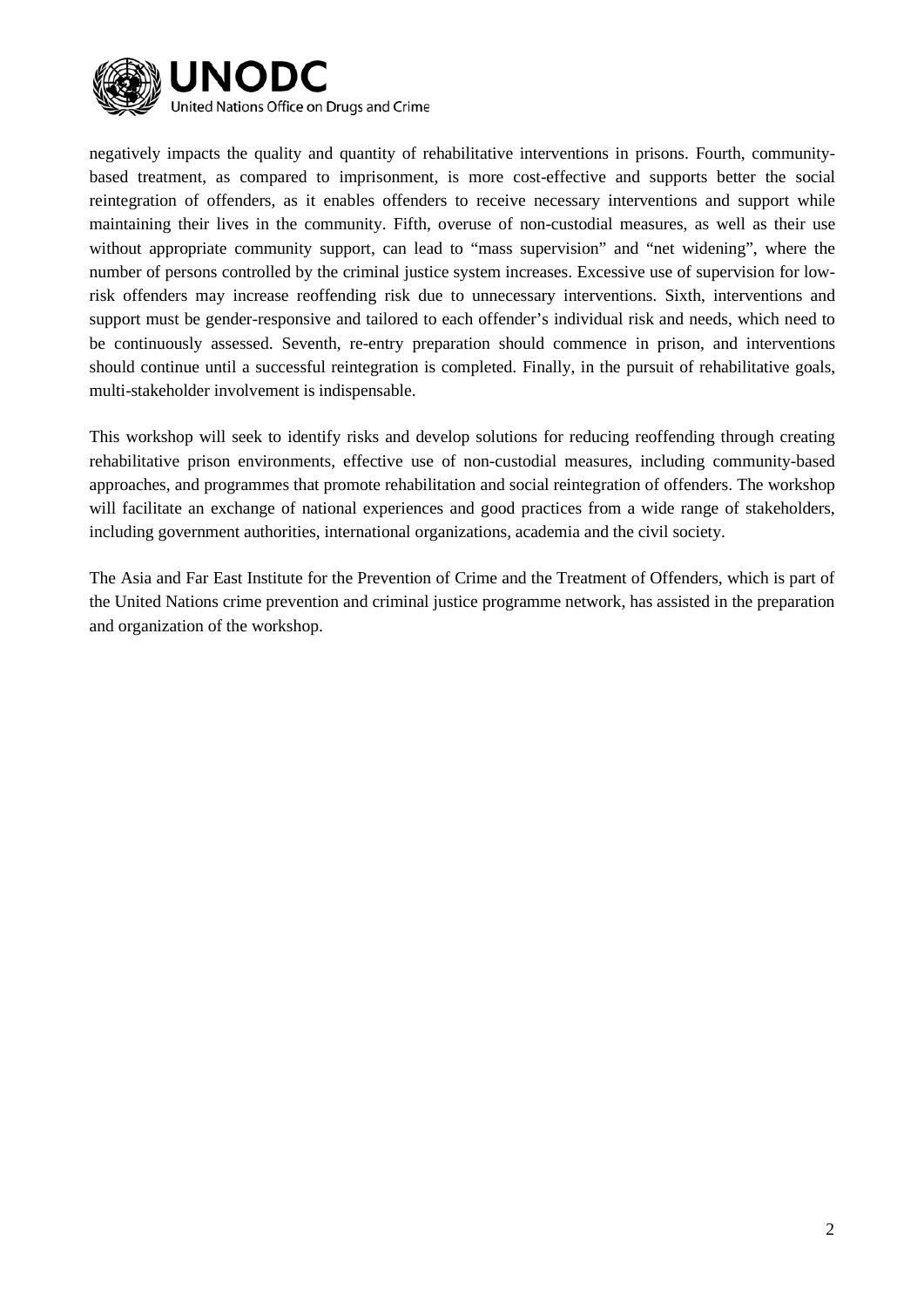negatively impacts the quality and quantity of rehabilitative interventions in prisons. Fourth, community-based treatment, as compared to imprisonment, is more cost-effective and supports better the social reintegration of offenders, as it enables offenders to receive necessary interventions and support while maintaining their lives in the community. Fifth, overuse of non-custodial measures, as well as their use without appropriate community support, can lead to "mass supervision" and "net widening", where the number of persons controlled by the criminal justice system increases. Excessive use of supervision for low-risk offenders may increase reoffending risk due to unnecessary interventions. Sixth, interventions and support must be gender-responsive and tailored to each offender's individual risk and needs, which need to be continuously assessed. Seventh, re-entry preparation should commence in prison, and interventions should continue until a successful reintegration is completed. Finally, in the pursuit of rehabilitative goals, multi-stakeholder involvement is indispensable.

This workshop will seek to identify risks and develop solutions for reducing reoffending through creating rehabilitative prison environments, effective use of non-custodial measures, including community-based approaches, and programmes that promote rehabilitation and social reintegration of offenders. The workshop will facilitate an exchange of national experiences and good practices from a wide range of stakeholders, including government authorities, international organizations, academia and the civil society.

The Asia and Far East Institute for the Prevention of Crime and the Treatment of Offenders, which is part of the United Nations crime prevention and criminal justice programme network, has assisted in the preparation and organization of the workshop.